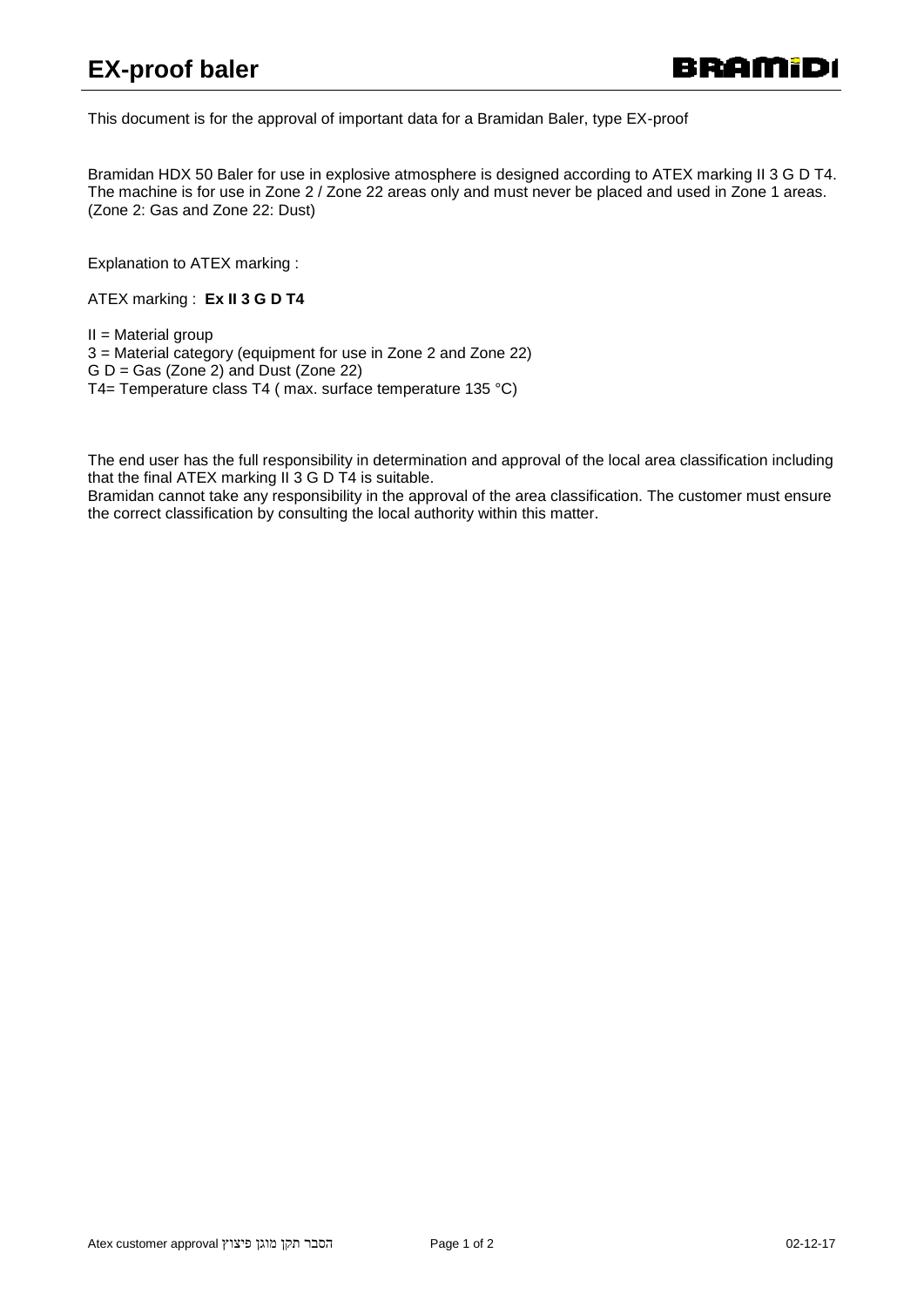# EX-proof baler

This document is for the approval of important data for a Bramidan Baler, type EX-proof

Bramidan HDX 50 Baler for use in explosive atmosphere is designed according to ATEX marking II 3 G D T4. The machine is for use in Zone 2 / Zone 22 areas only and must never be placed and used in Zone 1 areas. (Zone 2: Gas and Zone 22: Dust)

Explanation to ATEX marking :

ATEX marking : **Ex II 3 G D T4**

II = Material group
3 = Material category (equipment for use in Zone 2 and Zone 22)
G D = Gas (Zone 2) and Dust (Zone 22)
T4= Temperature class T4 ( max. surface temperature 135 °C)

The end user has the full responsibility in determination and approval of the local area classification including that the final ATEX marking II 3 G D T4 is suitable.
Bramidan cannot take any responsibility in the approval of the area classification. The customer must ensure the correct classification by consulting the local authority within this matter.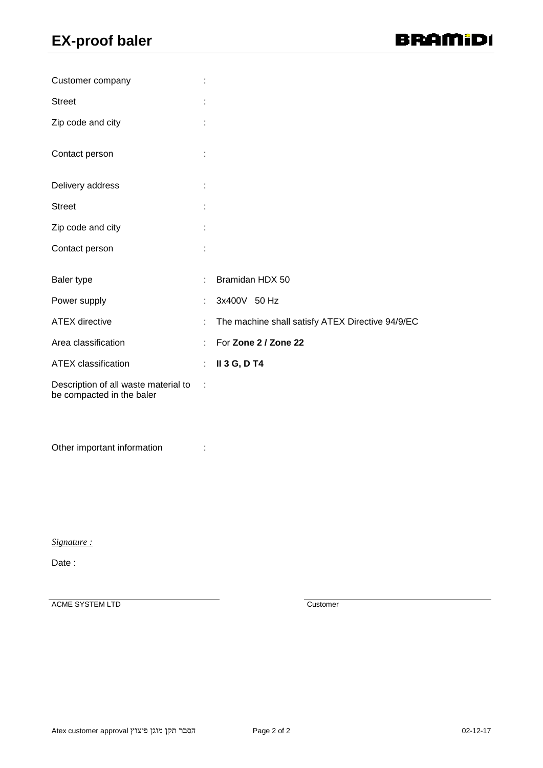# EX-proof baler

BRAMIDI

| | | |
|---|---|---|
| Customer company | : | |
| Street | : | |
| Zip code and city | : | |
| Contact person | : | |
| Delivery address | : | |
| Street | : | |
| Zip code and city | : | |
| Contact person | : | |
| Baler type | : | Bramidan HDX 50 |
| Power supply | : | 3x400V 50 Hz |
| ATEX directive | : | The machine shall satisfy ATEX Directive 94/9/EC |
| Area classification | : | For **Zone 2 / Zone 22** |
| ATEX classification | : | **II 3 G, D T4** |
| Description of all waste material to be compacted in the baler | : | |
| Other important information | : | |

*Signature :*

Date :

ACME SYSTEM LTD

Customer